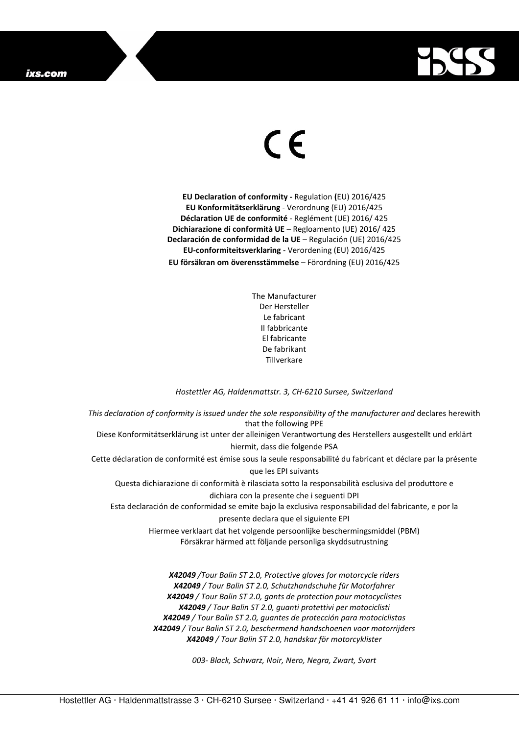CE

**EU Declaration of conformity -** Regulation **(**EU) 2016/425
**EU Konformitätserklärung** - Verordnung (EU) 2016/425
**Déclaration UE de conformité** - Reglément (UE) 2016/ 425
**Dichiarazione di conformità UE** – Regloamento (UE) 2016/ 425
**Declaración de conformidad de la UE** – Regulación (UE) 2016/425
**EU-conformiteitsverklaring** - Verordening (EU) 2016/425
**EU försäkran om överensstämmelse** – Förordning (EU) 2016/425

The Manufacturer
Der Hersteller
Le fabricant
Il fabbricante
El fabricante
De fabrikant
Tillverkare

*Hostettler AG, Haldenmattstr. 3, CH-6210 Sursee, Switzerland*

*This declaration of conformity is issued under the sole responsibility of the manufacturer and* declares herewith that the following PPE
Diese Konformitätserklärung ist unter der alleinigen Verantwortung des Herstellers ausgestellt und erklärt hiermit, dass die folgende PSA
Cette déclaration de conformité est émise sous la seule responsabilité du fabricant et déclare par la présente que les EPI suivants
Questa dichiarazione di conformità è rilasciata sotto la responsabilità esclusiva del produttore e dichiara con la presente che i seguenti DPI
Esta declaración de conformidad se emite bajo la exclusiva responsabilidad del fabricante, e por la presente declara que el siguiente EPI
Hiermee verklaart dat het volgende persoonlijke beschermingsmiddel (PBM)
Försäkrar härmed att följande personliga skyddsutrustning

***X42049*** */Tour Balin ST 2.0, Protective gloves for motorcycle riders*
***X42049*** */ Tour Balin ST 2.0, Schutzhandschuhe für Motorfahrer*
***X42049*** */ Tour Balin ST 2.0, gants de protection pour motocyclistes*
***X42049*** */ Tour Balin ST 2.0, guanti protettivi per motociclisti*
***X42049*** */ Tour Balin ST 2.0, guantes de protección para motociclistas*
***X42049*** */ Tour Balin ST 2.0, beschermend handschoenen voor motorrijders*
***X42049*** */ Tour Balin ST 2.0, handskar för motorcyklister*

*003- Black, Schwarz, Noir, Nero, Negra, Zwart, Svart*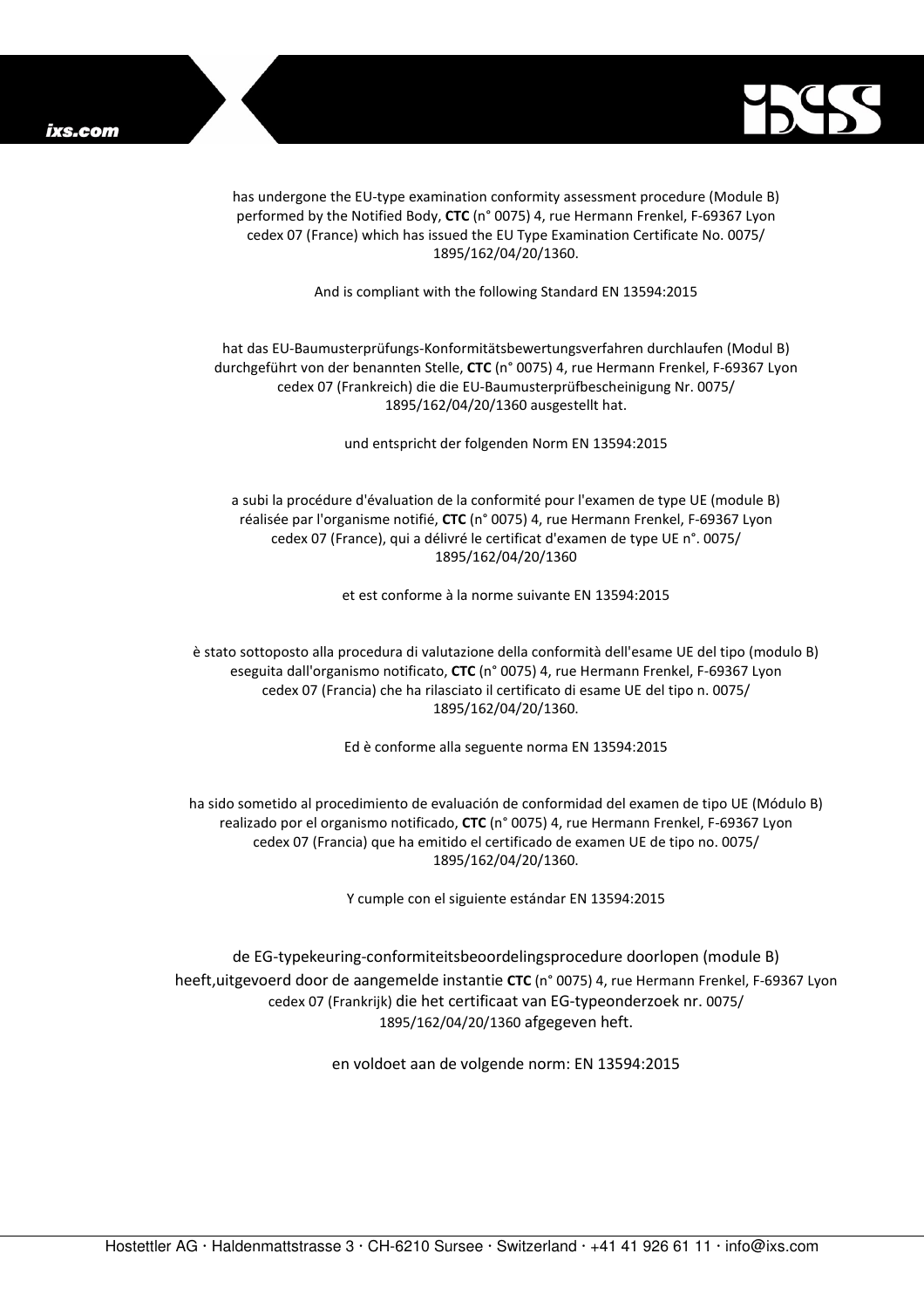has undergone the EU-type examination conformity assessment procedure (Module B) performed by the Notified Body, **CTC** (n° 0075) 4, rue Hermann Frenkel, F-69367 Lyon cedex 07 (France) which has issued the EU Type Examination Certificate No. 0075/ 1895/162/04/20/1360.

And is compliant with the following Standard EN 13594:2015

hat das EU-Baumusterprüfungs-Konformitätsbewertungsverfahren durchlaufen (Modul B) durchgeführt von der benannten Stelle, **CTC** (n° 0075) 4, rue Hermann Frenkel, F-69367 Lyon cedex 07 (Frankreich) die die EU-Baumusterprüfbescheinigung Nr. 0075/ 1895/162/04/20/1360 ausgestellt hat.

und entspricht der folgenden Norm EN 13594:2015

a subi la procédure d'évaluation de la conformité pour l'examen de type UE (module B) réalisée par l'organisme notifié, **CTC** (n° 0075) 4, rue Hermann Frenkel, F-69367 Lyon cedex 07 (France), qui a délivré le certificat d'examen de type UE n°. 0075/ 1895/162/04/20/1360

et est conforme à la norme suivante EN 13594:2015

è stato sottoposto alla procedura di valutazione della conformità dell'esame UE del tipo (modulo B) eseguita dall'organismo notificato, **CTC** (n° 0075) 4, rue Hermann Frenkel, F-69367 Lyon cedex 07 (Francia) che ha rilasciato il certificato di esame UE del tipo n. 0075/ 1895/162/04/20/1360.

Ed è conforme alla seguente norma EN 13594:2015

ha sido sometido al procedimiento de evaluación de conformidad del examen de tipo UE (Módulo B) realizado por el organismo notificado, **CTC** (n° 0075) 4, rue Hermann Frenkel, F-69367 Lyon cedex 07 (Francia) que ha emitido el certificado de examen UE de tipo no. 0075/ 1895/162/04/20/1360.

Y cumple con el siguiente estándar EN 13594:2015

de EG-typekeuring-conformiteitsbeoordelingsprocedure doorlopen (module B) heeft,uitgevoerd door de aangemelde instantie **CTC** (n° 0075) 4, rue Hermann Frenkel, F-69367 Lyon cedex 07 (Frankrijk) die het certificaat van EG-typeonderzoek nr. 0075/ 1895/162/04/20/1360 afgegeven heft.

en voldoet aan de volgende norm: EN 13594:2015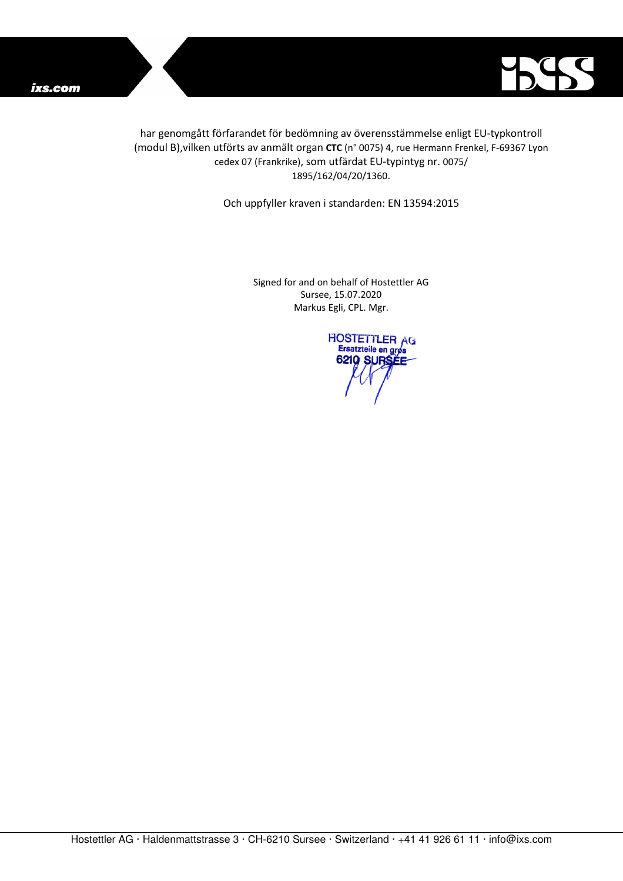har genomgått förfarandet för bedömning av överensstämmelse enligt EU-typkontroll (modul B),vilken utförts av anmält organ **CTC** (n° 0075) 4, rue Hermann Frenkel, F-69367 Lyon cedex 07 (Frankrike), som utfärdat EU-typintyg nr. 0075/ 1895/162/04/20/1360.

Och uppfyller kraven i standarden: EN 13594:2015

Signed for and on behalf of Hostettler AG
Sursee, 15.07.2020
Markus Egli, CPL. Mgr.

HOSTETTLER AG
Ersatzteile en gros
6210 SURSEE